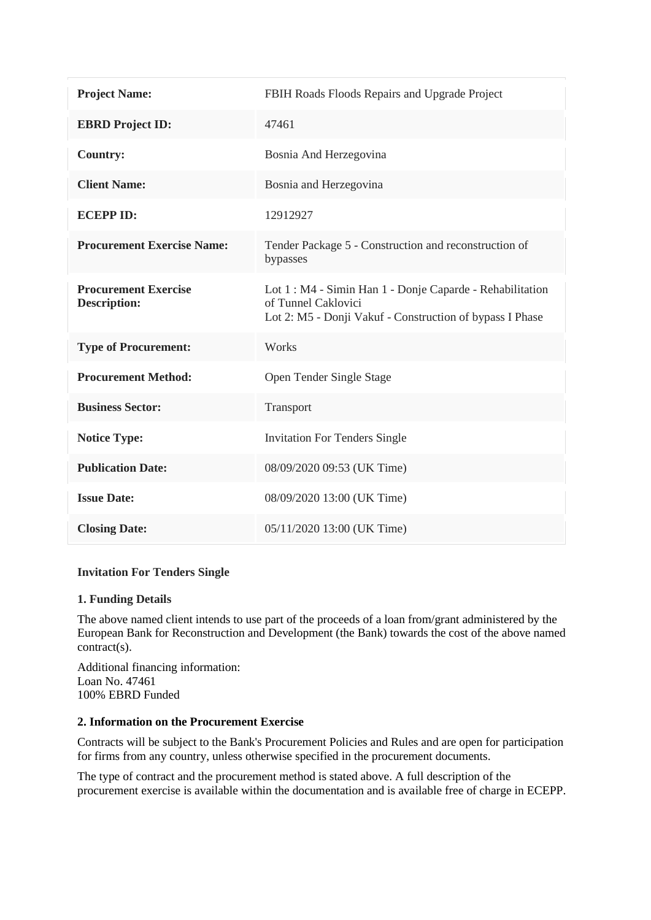| | |
|---|---|
| **Project Name:** | FBIH Roads Floods Repairs and Upgrade Project |
| **EBRD Project ID:** | 47461 |
| **Country:** | Bosnia And Herzegovina |
| **Client Name:** | Bosnia and Herzegovina |
| **ECEPP ID:** | 12912927 |
| **Procurement Exercise Name:** | Tender Package 5 - Construction and reconstruction of bypasses |
| **Procurement Exercise Description:** | Lot 1 : M4 - Simin Han 1 - Donje Caparde - Rehabilitation of Tunnel Caklovici<br>Lot 2: M5 - Donji Vakuf - Construction of bypass I Phase |
| **Type of Procurement:** | Works |
| **Procurement Method:** | Open Tender Single Stage |
| **Business Sector:** | Transport |
| **Notice Type:** | Invitation For Tenders Single |
| **Publication Date:** | 08/09/2020 09:53 (UK Time) |
| **Issue Date:** | 08/09/2020 13:00 (UK Time) |
| **Closing Date:** | 05/11/2020 13:00 (UK Time) |

**Invitation For Tenders Single**

**1. Funding Details**

The above named client intends to use part of the proceeds of a loan from/grant administered by the European Bank for Reconstruction and Development (the Bank) towards the cost of the above named contract(s).

Additional financing information:
Loan No. 47461
100% EBRD Funded

**2. Information on the Procurement Exercise**

Contracts will be subject to the Bank's Procurement Policies and Rules and are open for participation for firms from any country, unless otherwise specified in the procurement documents.

The type of contract and the procurement method is stated above. A full description of the procurement exercise is available within the documentation and is available free of charge in ECEPP.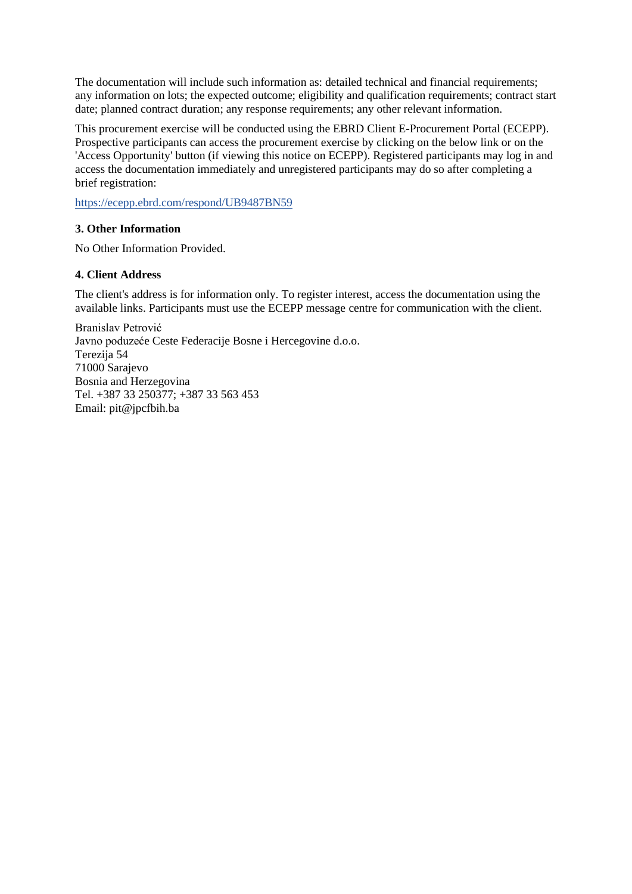The documentation will include such information as: detailed technical and financial requirements; any information on lots; the expected outcome; eligibility and qualification requirements; contract start date; planned contract duration; any response requirements; any other relevant information.

This procurement exercise will be conducted using the EBRD Client E-Procurement Portal (ECEPP). Prospective participants can access the procurement exercise by clicking on the below link or on the 'Access Opportunity' button (if viewing this notice on ECEPP). Registered participants may log in and access the documentation immediately and unregistered participants may do so after completing a brief registration:

https://ecepp.ebrd.com/respond/UB9487BN59

### 3. Other Information

No Other Information Provided.

### 4. Client Address

The client's address is for information only. To register interest, access the documentation using the available links. Participants must use the ECEPP message centre for communication with the client.

Branislav Petrović
Javno poduzeće Ceste Federacije Bosne i Hercegovine d.o.o.
Terezija 54
71000 Sarajevo
Bosnia and Herzegovina
Tel. +387 33 250377; +387 33 563 453
Email: pit@jpcfbih.ba